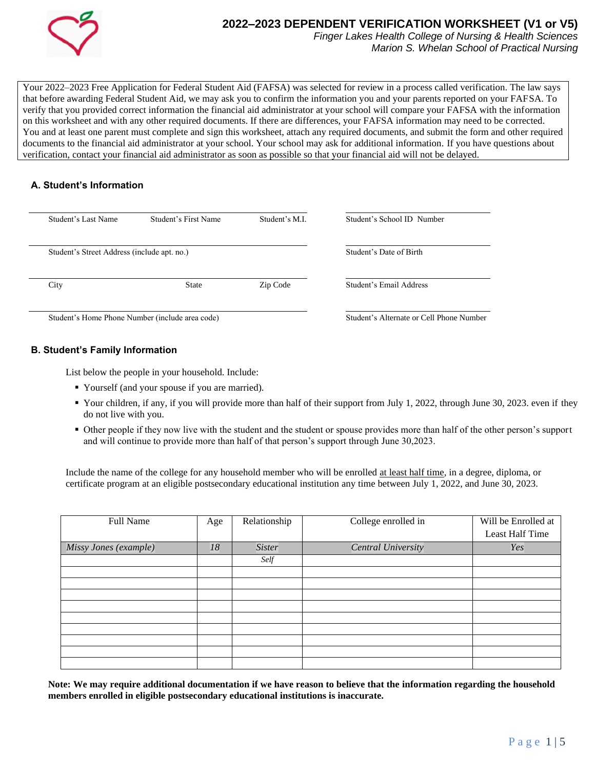# 2022–2023 DEPENDENT VERIFICATION WORKSHEET (V1 or V5)

*Finger Lakes Health College of Nursing & Health Sciences*
*Marion S. Whelan School of Practical Nursing*

Your 2022–2023 Free Application for Federal Student Aid (FAFSA) was selected for review in a process called verification. The law says that before awarding Federal Student Aid, we may ask you to confirm the information you and your parents reported on your FAFSA. To verify that you provided correct information the financial aid administrator at your school will compare your FAFSA with the information on this worksheet and with any other required documents. If there are differences, your FAFSA information may need to be corrected. You and at least one parent must complete and sign this worksheet, attach any required documents, and submit the form and other required documents to the financial aid administrator at your school. Your school may ask for additional information. If you have questions about verification, contact your financial aid administrator as soon as possible so that your financial aid will not be delayed.

## A. Student's Information

Student's Last Name ______ Student's First Name ______ Student's M.I. ______

Student's School ID Number ______

Student's Street Address (include apt. no.) ______

Student's Date of Birth ______

City ______ State ______ Zip Code ______

Student's Email Address ______

Student's Home Phone Number (include area code) ______

Student's Alternate or Cell Phone Number ______

## B. Student's Family Information

List below the people in your household. Include:

- Yourself (and your spouse if you are married).
- Your children, if any, if you will provide more than half of their support from July 1, 2022, through June 30, 2023. even if they do not live with you.
- Other people if they now live with the student and the student or spouse provides more than half of the other person's support and will continue to provide more than half of that person's support through June 30,2023.

Include the name of the college for any household member who will be enrolled at least half time, in a degree, diploma, or certificate program at an eligible postsecondary educational institution any time between July 1, 2022, and June 30, 2023.

| Full Name | Age | Relationship | College enrolled in | Will be Enrolled at Least Half Time |
|---|---|---|---|---|
| *Missy Jones (example)* | *18* | *Sister* | *Central University* | *Yes* |
| | | *Self* | | |
| | | | | |
| | | | | |
| | | | | |
| | | | | |
| | | | | |
| | | | | |
| | | | | |
| | | | | |
| | | | | |

**Note: We may require additional documentation if we have reason to believe that the information regarding the household members enrolled in eligible postsecondary educational institutions is inaccurate.**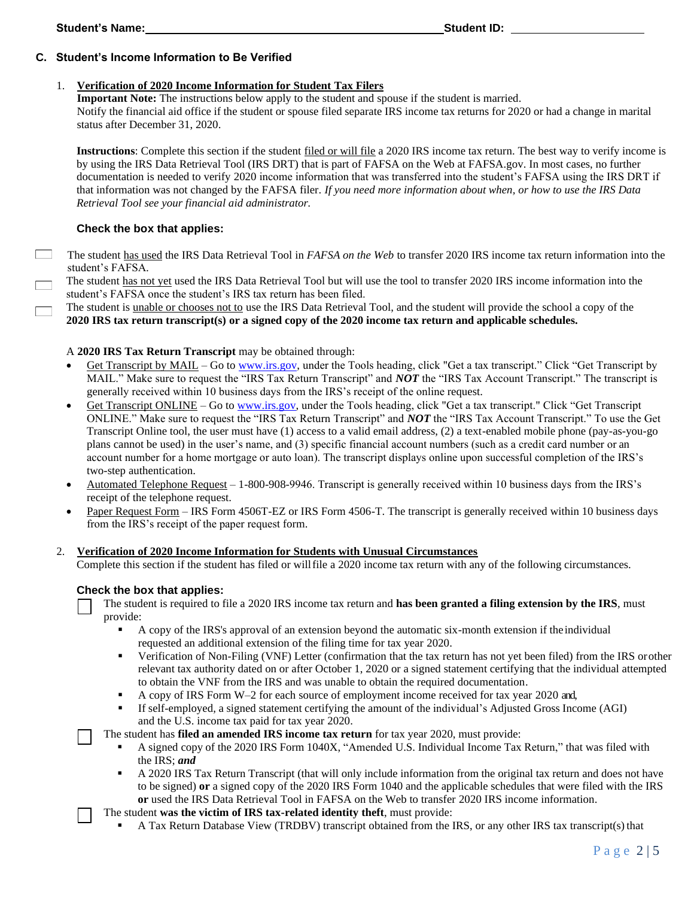**Student's Name:** \_\_\_\_\_\_\_\_\_\_\_\_\_\_\_\_\_\_\_\_\_\_\_\_\_\_\_\_\_\_\_\_\_\_\_\_\_\_\_\_ **Student ID:** \_\_\_\_\_\_\_\_\_\_\_\_\_\_\_\_\_\_\_\_

## C. Student's Income Information to Be Verified

1. **Verification of 2020 Income Information for Student Tax Filers**

   **Important Note:** The instructions below apply to the student and spouse if the student is married. Notify the financial aid office if the student or spouse filed separate IRS income tax returns for 2020 or had a change in marital status after December 31, 2020.

   **Instructions**: Complete this section if the student filed or will file a 2020 IRS income tax return. The best way to verify income is by using the IRS Data Retrieval Tool (IRS DRT) that is part of FAFSA on the Web at FAFSA.gov. In most cases, no further documentation is needed to verify 2020 income information that was transferred into the student's FAFSA using the IRS DRT if that information was not changed by the FAFSA filer. *If you need more information about when, or how to use the IRS Data Retrieval Tool see your financial aid administrator.*

   **Check the box that applies:**

☐ The student has used the IRS Data Retrieval Tool in *FAFSA on the Web* to transfer 2020 IRS income tax return information into the student's FAFSA.

☐ The student has not yet used the IRS Data Retrieval Tool but will use the tool to transfer 2020 IRS income information into the student's FAFSA once the student's IRS tax return has been filed.

☐ The student is unable or chooses not to use the IRS Data Retrieval Tool, and the student will provide the school a copy of the **2020 IRS tax return transcript(s) or a signed copy of the 2020 income tax return and applicable schedules.**

A **2020 IRS Tax Return Transcript** may be obtained through:

- Get Transcript by MAIL – Go to www.irs.gov, under the Tools heading, click "Get a tax transcript." Click "Get Transcript by MAIL." Make sure to request the "IRS Tax Return Transcript" and ***NOT*** the "IRS Tax Account Transcript." The transcript is generally received within 10 business days from the IRS's receipt of the online request.
- Get Transcript ONLINE – Go to www.irs.gov, under the Tools heading, click "Get a tax transcript." Click "Get Transcript ONLINE." Make sure to request the "IRS Tax Return Transcript" and ***NOT*** the "IRS Tax Account Transcript." To use the Get Transcript Online tool, the user must have (1) access to a valid email address, (2) a text-enabled mobile phone (pay-as-you-go plans cannot be used) in the user's name, and (3) specific financial account numbers (such as a credit card number or an account number for a home mortgage or auto loan). The transcript displays online upon successful completion of the IRS's two-step authentication.
- Automated Telephone Request – 1-800-908-9946. Transcript is generally received within 10 business days from the IRS's receipt of the telephone request.
- Paper Request Form – IRS Form 4506T-EZ or IRS Form 4506-T. The transcript is generally received within 10 business days from the IRS's receipt of the paper request form.

2. **Verification of 2020 Income Information for Students with Unusual Circumstances**

   Complete this section if the student has filed or will file a 2020 income tax return with any of the following circumstances.

   **Check the box that applies:**

   ☐ The student is required to file a 2020 IRS income tax return and **has been granted a filing extension by the IRS**, must provide:
   - A copy of the IRS's approval of an extension beyond the automatic six-month extension if the individual requested an additional extension of the filing time for tax year 2020.
   - Verification of Non-Filing (VNF) Letter (confirmation that the tax return has not yet been filed) from the IRS or other relevant tax authority dated on or after October 1, 2020 or a signed statement certifying that the individual attempted to obtain the VNF from the IRS and was unable to obtain the required documentation.
   - A copy of IRS Form W–2 for each source of employment income received for tax year 2020 and,
   - If self-employed, a signed statement certifying the amount of the individual's Adjusted Gross Income (AGI) and the U.S. income tax paid for tax year 2020.

   ☐ The student has **filed an amended IRS income tax return** for tax year 2020, must provide:
   - A signed copy of the 2020 IRS Form 1040X, "Amended U.S. Individual Income Tax Return," that was filed with the IRS; ***and***
   - A 2020 IRS Tax Return Transcript (that will only include information from the original tax return and does not have to be signed) **or** a signed copy of the 2020 IRS Form 1040 and the applicable schedules that were filed with the IRS **or** used the IRS Data Retrieval Tool in FAFSA on the Web to transfer 2020 IRS income information.

   ☐ The student **was the victim of IRS tax-related identity theft**, must provide:
   - A Tax Return Database View (TRDBV) transcript obtained from the IRS, or any other IRS tax transcript(s) that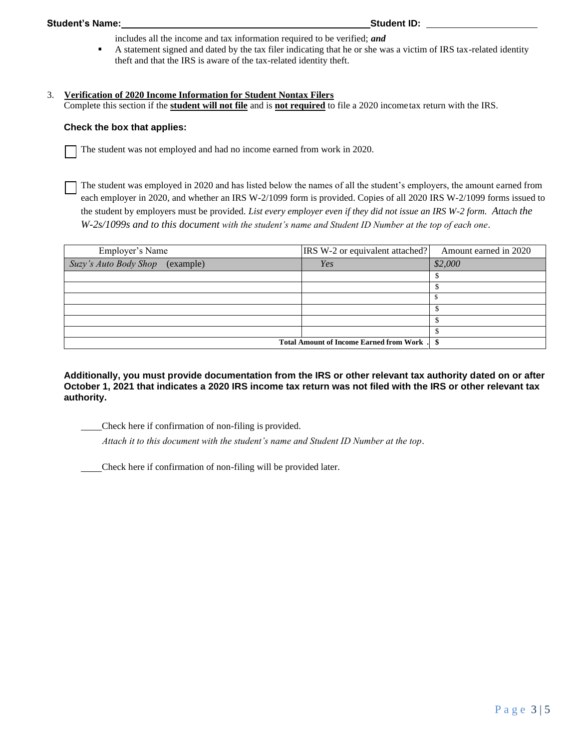**Student's Name:** \_\_\_\_\_\_\_\_\_\_\_\_\_\_\_\_\_\_\_\_\_\_\_\_\_\_\_\_\_\_\_\_\_\_\_\_\_\_\_\_ **Student ID:** \_\_\_\_\_\_\_\_\_\_\_\_\_\_\_\_\_\_\_\_

includes all the income and tax information required to be verified; ***and***

- A statement signed and dated by the tax filer indicating that he or she was a victim of IRS tax-related identity theft and that the IRS is aware of the tax-related identity theft.

3. **Verification of 2020 Income Information for Student Nontax Filers**

Complete this section if the **student will not file** and is **not required** to file a 2020 income tax return with the IRS.

**Check the box that applies:**

☐ The student was not employed and had no income earned from work in 2020.

☐ The student was employed in 2020 and has listed below the names of all the student's employers, the amount earned from each employer in 2020, and whether an IRS W-2/1099 form is provided. Copies of all 2020 IRS W-2/1099 forms issued to the student by employers must be provided. *List every employer even if they did not issue an IRS W-2 form. Attach the W-2s/1099s and to this document with the student's name and Student ID Number at the top of each one.*

| Employer's Name | IRS W-2 or equivalent attached? | Amount earned in 2020 |
|---|---|---|
| *Suzy's Auto Body Shop* (example) | *Yes* | *$2,000* |
| | | $ |
| | | $ |
| | | $ |
| | | $ |
| | | $ |
| | | $ |
| **Total Amount of Income Earned from Work** | | **$** |

**Additionally, you must provide documentation from the IRS or other relevant tax authority dated on or after October 1, 2021 that indicates a 2020 IRS income tax return was not filed with the IRS or other relevant tax authority.**

\_\_\_\_ Check here if confirmation of non-filing is provided.

*Attach it to this document with the student's name and Student ID Number at the top.*

\_\_\_\_ Check here if confirmation of non-filing will be provided later.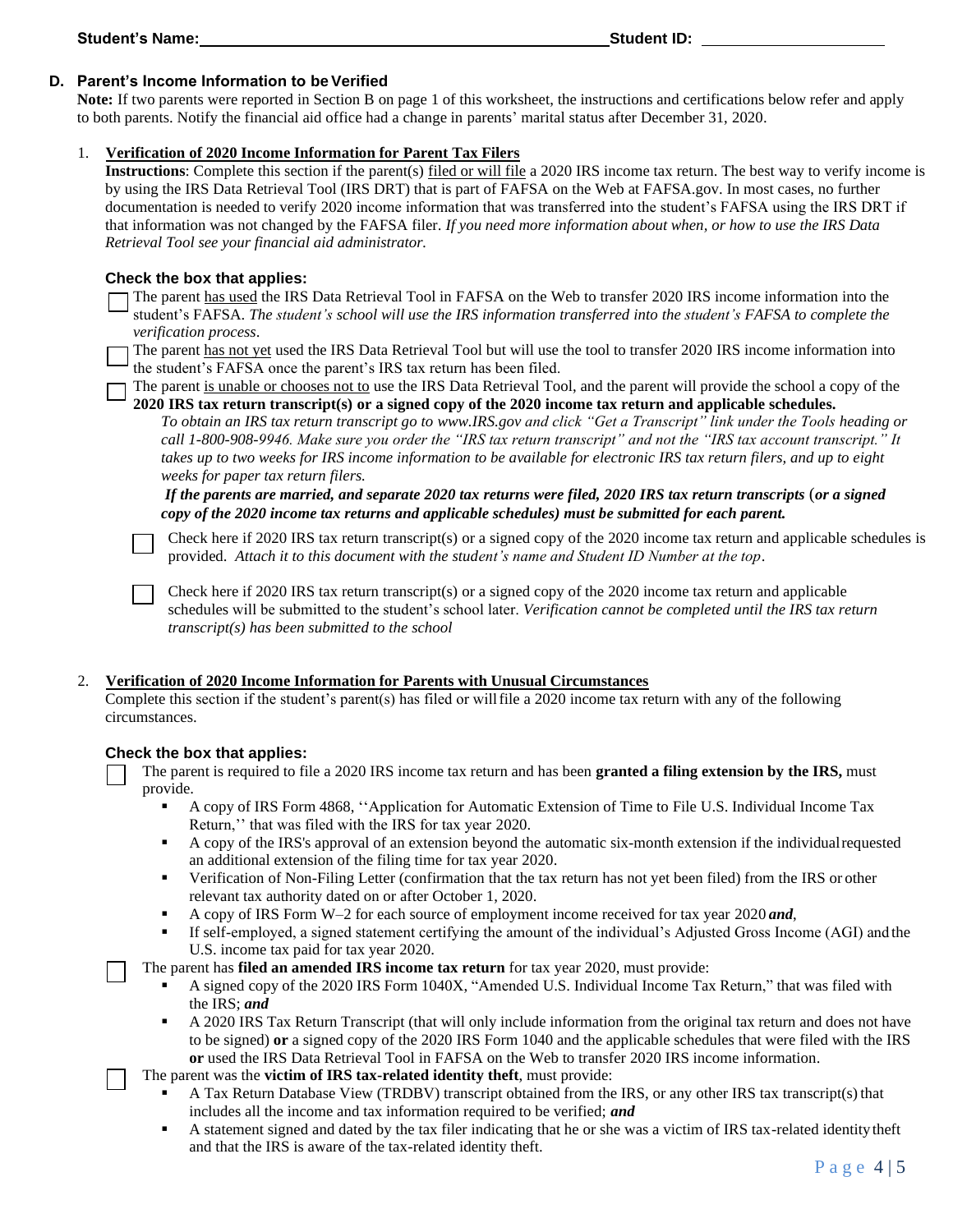**Student's Name:** \_\_\_\_\_\_\_\_\_\_\_\_\_\_\_\_\_\_\_\_\_\_\_\_\_\_\_\_\_\_\_\_\_\_\_\_ **Student ID:** \_\_\_\_\_\_\_\_\_\_\_\_\_\_\_\_\_\_\_\_

## D. Parent's Income Information to be Verified

**Note:** If two parents were reported in Section B on page 1 of this worksheet, the instructions and certifications below refer and apply to both parents. Notify the financial aid office had a change in parents' marital status after December 31, 2020.

### 1. Verification of 2020 Income Information for Parent Tax Filers

**Instructions**: Complete this section if the parent(s) filed or will file a 2020 IRS income tax return. The best way to verify income is by using the IRS Data Retrieval Tool (IRS DRT) that is part of FAFSA on the Web at FAFSA.gov. In most cases, no further documentation is needed to verify 2020 income information that was transferred into the student's FAFSA using the IRS DRT if that information was not changed by the FAFSA filer. *If you need more information about when, or how to use the IRS Data Retrieval Tool see your financial aid administrator.*

**Check the box that applies:**

☐ The parent has used the IRS Data Retrieval Tool in FAFSA on the Web to transfer 2020 IRS income information into the student's FAFSA. *The student's school will use the IRS information transferred into the student's FAFSA to complete the verification process*.

☐ The parent has not yet used the IRS Data Retrieval Tool but will use the tool to transfer 2020 IRS income information into the student's FAFSA once the parent's IRS tax return has been filed.

☐ The parent is unable or chooses not to use the IRS Data Retrieval Tool, and the parent will provide the school a copy of the **2020 IRS tax return transcript(s) or a signed copy of the 2020 income tax return and applicable schedules.**

*To obtain an IRS tax return transcript go to www.IRS.gov and click "Get a Transcript" link under the Tools heading or call 1-800-908-9946. Make sure you order the "IRS tax return transcript" and not the "IRS tax account transcript." It takes up to two weeks for IRS income information to be available for electronic IRS tax return filers, and up to eight weeks for paper tax return filers.*

***If the parents are married, and separate 2020 tax returns were filed, 2020 IRS tax return transcripts (or a signed copy of the 2020 income tax returns and applicable schedules) must be submitted for each parent.***

☐ Check here if 2020 IRS tax return transcript(s) or a signed copy of the 2020 income tax return and applicable schedules is provided. *Attach it to this document with the student's name and Student ID Number at the top*.

☐ Check here if 2020 IRS tax return transcript(s) or a signed copy of the 2020 income tax return and applicable schedules will be submitted to the student's school later. *Verification cannot be completed until the IRS tax return transcript(s) has been submitted to the school*

### 2. Verification of 2020 Income Information for Parents with Unusual Circumstances

Complete this section if the student's parent(s) has filed or will file a 2020 income tax return with any of the following circumstances.

**Check the box that applies:**

☐ The parent is required to file a 2020 IRS income tax return and has been **granted a filing extension by the IRS,** must provide.

- A copy of IRS Form 4868, ''Application for Automatic Extension of Time to File U.S. Individual Income Tax Return,'' that was filed with the IRS for tax year 2020.
- A copy of the IRS's approval of an extension beyond the automatic six-month extension if the individual requested an additional extension of the filing time for tax year 2020.
- Verification of Non-Filing Letter (confirmation that the tax return has not yet been filed) from the IRS or other relevant tax authority dated on or after October 1, 2020.
- A copy of IRS Form W–2 for each source of employment income received for tax year 2020 ***and***,
- If self-employed, a signed statement certifying the amount of the individual's Adjusted Gross Income (AGI) and the U.S. income tax paid for tax year 2020.

☐ The parent has **filed an amended IRS income tax return** for tax year 2020, must provide:

- A signed copy of the 2020 IRS Form 1040X, "Amended U.S. Individual Income Tax Return," that was filed with the IRS; ***and***
- A 2020 IRS Tax Return Transcript (that will only include information from the original tax return and does not have to be signed) **or** a signed copy of the 2020 IRS Form 1040 and the applicable schedules that were filed with the IRS **or** used the IRS Data Retrieval Tool in FAFSA on the Web to transfer 2020 IRS income information.

☐ The parent was the **victim of IRS tax-related identity theft**, must provide:

- A Tax Return Database View (TRDBV) transcript obtained from the IRS, or any other IRS tax transcript(s) that includes all the income and tax information required to be verified; ***and***
- A statement signed and dated by the tax filer indicating that he or she was a victim of IRS tax-related identity theft and that the IRS is aware of the tax-related identity theft.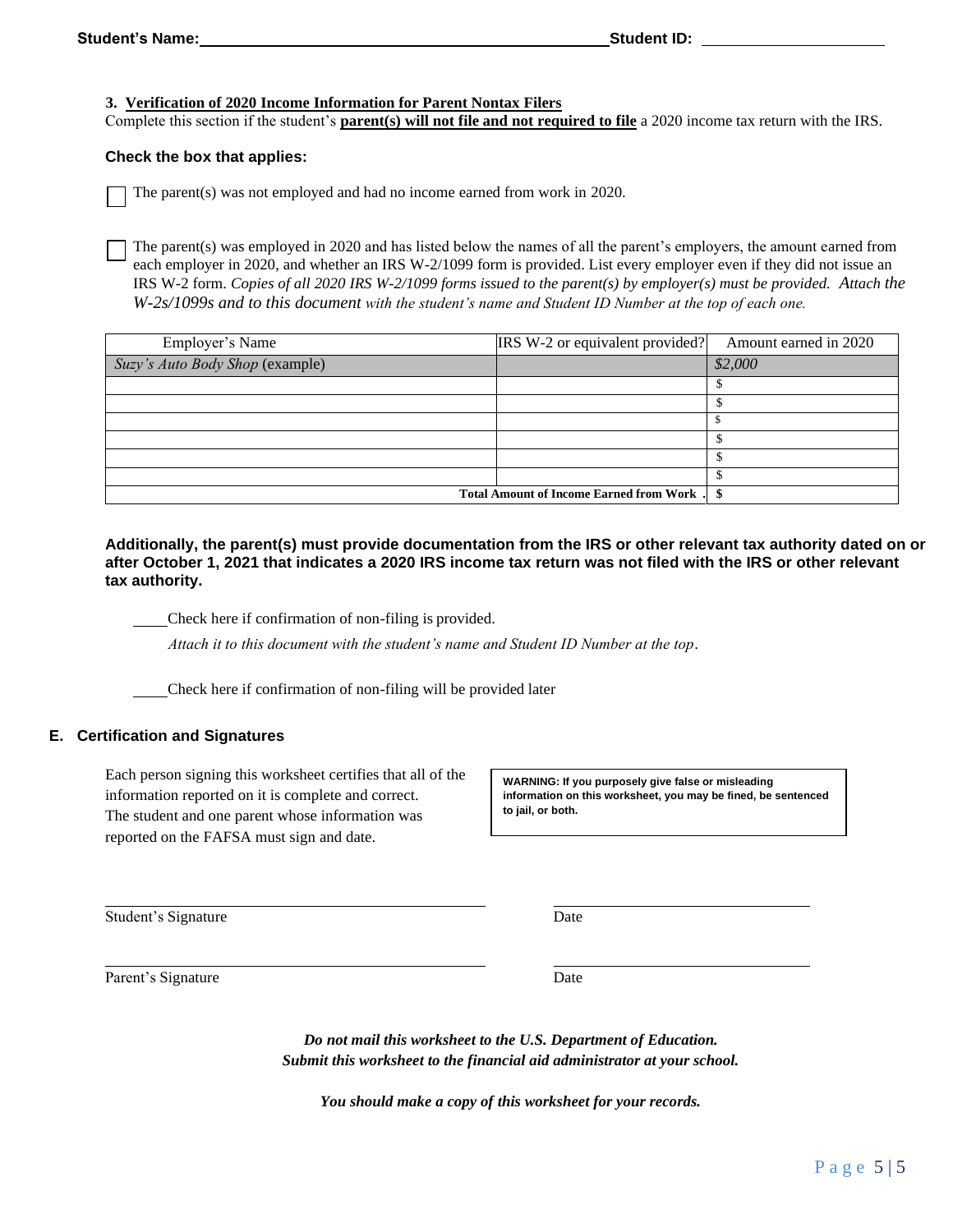**Student's Name:** ______________________________ **Student ID:** ____________________

### 3. Verification of 2020 Income Information for Parent Nontax Filers

Complete this section if the student's **parent(s) will not file and not required to file** a 2020 income tax return with the IRS.

**Check the box that applies:**

☐ The parent(s) was not employed and had no income earned from work in 2020.

☐ The parent(s) was employed in 2020 and has listed below the names of all the parent's employers, the amount earned from each employer in 2020, and whether an IRS W-2/1099 form is provided. List every employer even if they did not issue an IRS W-2 form. *Copies of all 2020 IRS W-2/1099 forms issued to the parent(s) by employer(s) must be provided. Attach the W-2s/1099s and to this document with the student's name and Student ID Number at the top of each one.*

| Employer's Name | IRS W-2 or equivalent provided? | Amount earned in 2020 |
|---|---|---|
| *Suzy's Auto Body Shop* (example) | | *$2,000* |
| | | $ |
| | | $ |
| | | $ |
| | | $ |
| | | $ |
| | | $ |
| | **Total Amount of Income Earned from Work** | **$** |

**Additionally, the parent(s) must provide documentation from the IRS or other relevant tax authority dated on or after October 1, 2021 that indicates a 2020 IRS income tax return was not filed with the IRS or other relevant tax authority.**

____ Check here if confirmation of non-filing is provided.

*Attach it to this document with the student's name and Student ID Number at the top.*

____ Check here if confirmation of non-filing will be provided later

## E. Certification and Signatures

Each person signing this worksheet certifies that all of the information reported on it is complete and correct. The student and one parent whose information was reported on the FAFSA must sign and date.

**WARNING: If you purposely give false or misleading information on this worksheet, you may be fined, be sentenced to jail, or both.**

______________________________ ______________________________

Student's Signature Date

______________________________ ______________________________

Parent's Signature Date

***Do not mail this worksheet to the U.S. Department of Education.***
***Submit this worksheet to the financial aid administrator at your school.***

***You should make a copy of this worksheet for your records.***